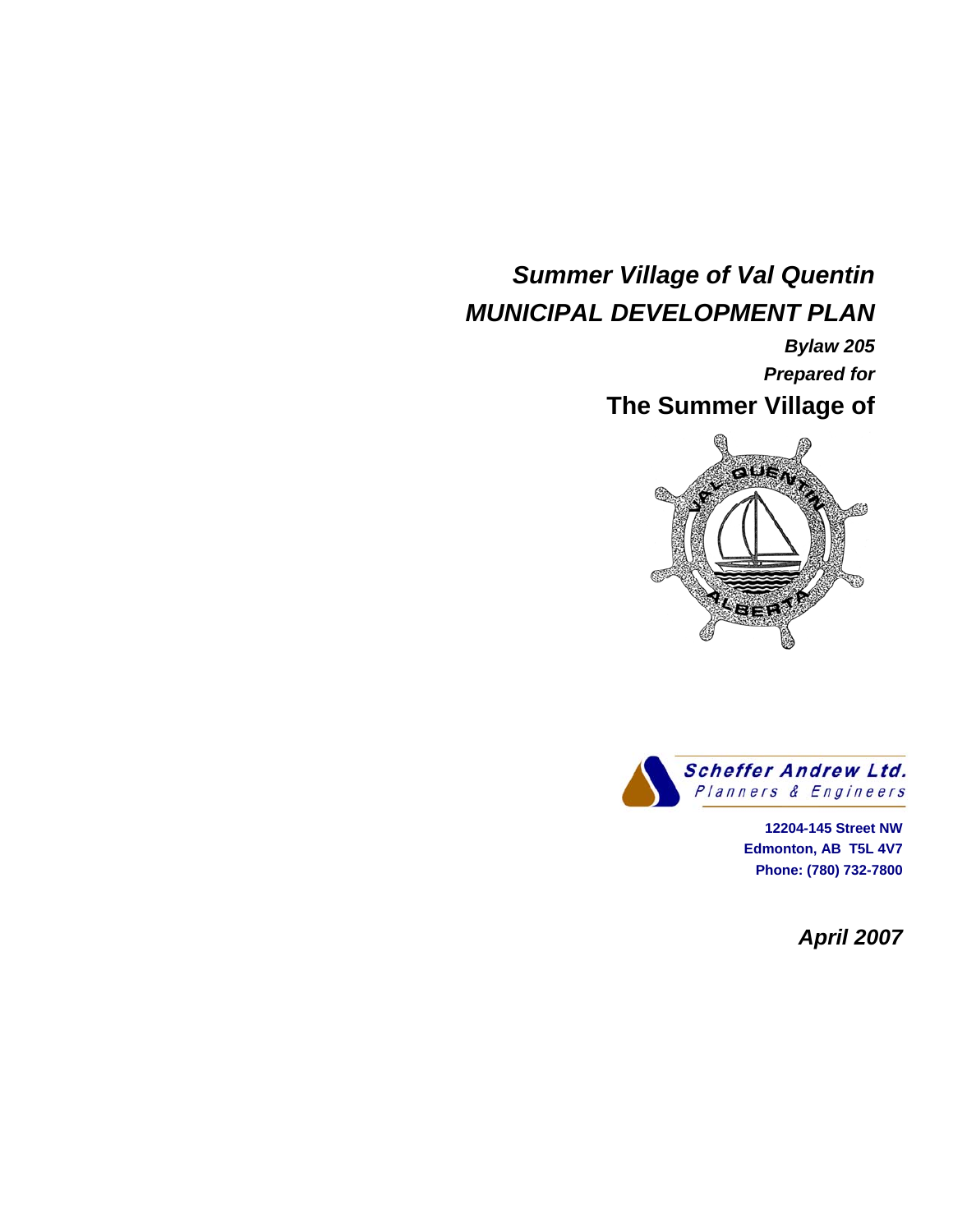# *Summer Village of Val Quentin*
# *MUNICIPAL DEVELOPMENT PLAN*

***Bylaw 205***

***Prepared for***

**The Summer Village of**

**Scheffer Andrew Ltd.**
*Planners & Engineers*

**12204-145 Street NW**
**Edmonton, AB T5L 4V7**
**Phone: (780) 732-7800**

***April 2007***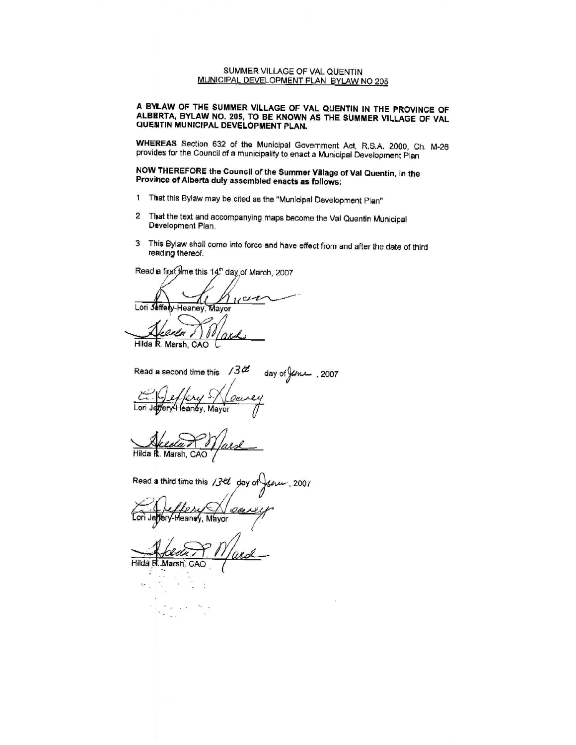SUMMER VILLAGE OF VAL QUENTIN
MUNICIPAL DEVELOPMENT PLAN BYLAW NO 205

**A BYLAW OF THE SUMMER VILLAGE OF VAL QUENTIN IN THE PROVINCE OF ALBERTA, BYLAW NO. 205, TO BE KNOWN AS THE SUMMER VILLAGE OF VAL QUENTIN MUNICIPAL DEVELOPMENT PLAN.**

**WHEREAS** Section 632 of the Municipal Government Act, R.S.A. 2000, Ch. M-26 provides for the Council of a municipality to enact a Municipal Development Plan

**NOW THEREFORE the Council of the Summer Village of Val Quentin, in the Province of Alberta duly assembled enacts as follows:**

1 That this Bylaw may be cited as the "Municipal Development Plan"

2 That the text and accompanying maps become the Val Quentin Municipal Development Plan.

3 This Bylaw shall come into force and have effect from and after the date of third reading thereof.

Read a first time this 14th day of March, 2007

Lori Jeffery-Heaney, Mayor

Hilda R. Marsh, CAO

Read a second time this 13th day of June, 2007

Lori Jeffery-Heaney, Mayor

Hilda R. Marsh, CAO

Read a third time this 13th day of June, 2007

Lori Jeffery-Heaney, Mayor

Hilda R. Marsh, CAO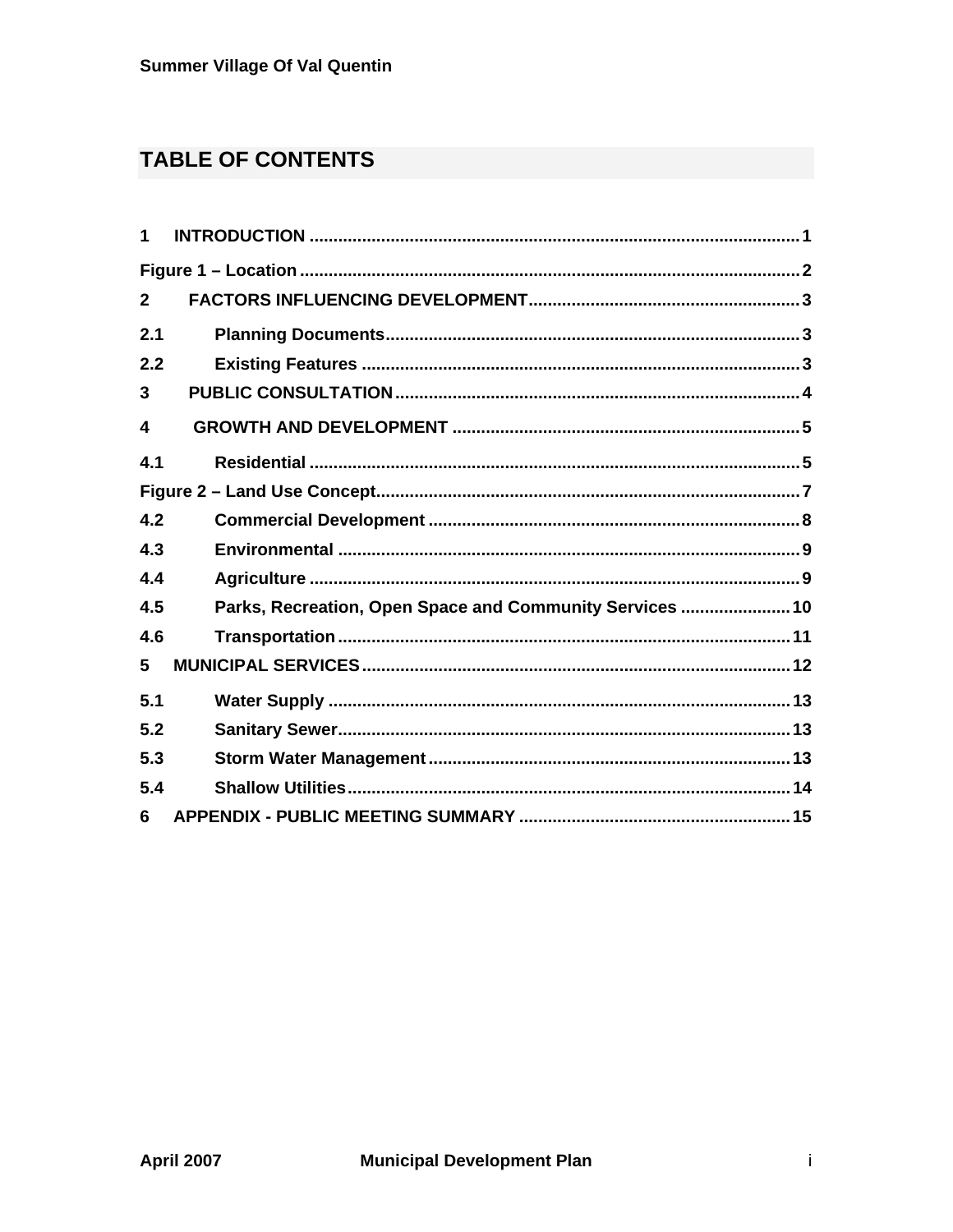# TABLE OF CONTENTS

1 INTRODUCTION .......................................................................................... 1

Figure 1 – Location ........................................................................................ 2

2 FACTORS INFLUENCING DEVELOPMENT ........................................................ 3

2.1 Planning Documents ..................................................................................... 3

2.2 Existing Features ........................................................................................... 3

3 PUBLIC CONSULTATION ................................................................................... 4

4 GROWTH AND DEVELOPMENT ........................................................................ 5

4.1 Residential ...................................................................................................... 5

Figure 2 – Land Use Concept ........................................................................ 7

4.2 Commercial Development ............................................................................. 8

4.3 Environmental ................................................................................................ 9

4.4 Agriculture ...................................................................................................... 9

4.5 Parks, Recreation, Open Space and Community Services ....................... 10

4.6 Transportation ............................................................................................... 11

5 MUNICIPAL SERVICES ......................................................................................... 12

5.1 Water Supply ................................................................................................. 13

5.2 Sanitary Sewer ............................................................................................... 13

5.3 Storm Water Management ........................................................................... 13

5.4 Shallow Utilities ............................................................................................. 14

6 APPENDIX - PUBLIC MEETING SUMMARY ........................................................ 15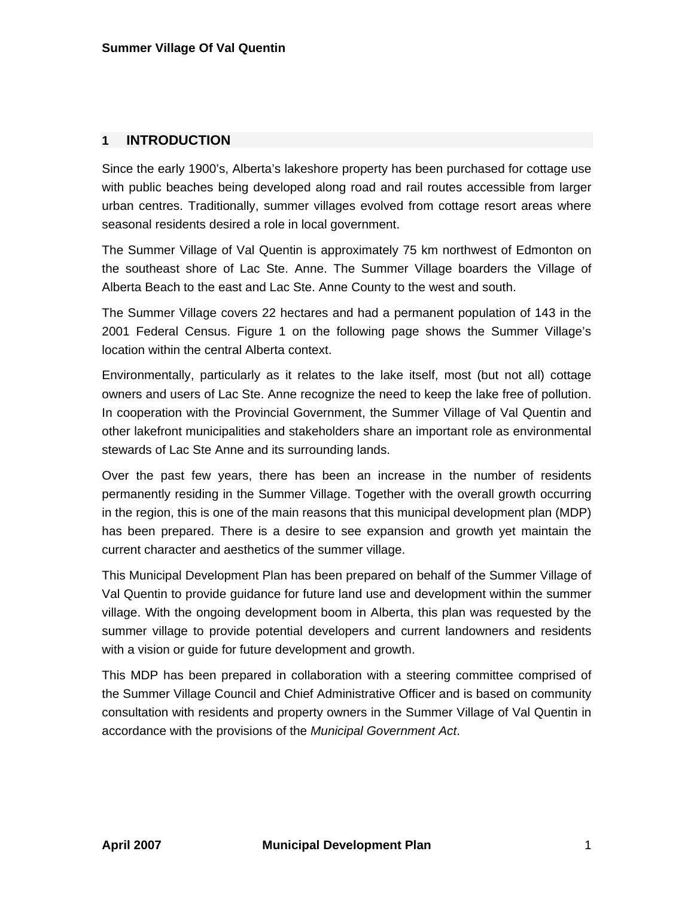## 1 INTRODUCTION

Since the early 1900's, Alberta's lakeshore property has been purchased for cottage use with public beaches being developed along road and rail routes accessible from larger urban centres. Traditionally, summer villages evolved from cottage resort areas where seasonal residents desired a role in local government.

The Summer Village of Val Quentin is approximately 75 km northwest of Edmonton on the southeast shore of Lac Ste. Anne. The Summer Village boarders the Village of Alberta Beach to the east and Lac Ste. Anne County to the west and south.

The Summer Village covers 22 hectares and had a permanent population of 143 in the 2001 Federal Census. Figure 1 on the following page shows the Summer Village's location within the central Alberta context.

Environmentally, particularly as it relates to the lake itself, most (but not all) cottage owners and users of Lac Ste. Anne recognize the need to keep the lake free of pollution. In cooperation with the Provincial Government, the Summer Village of Val Quentin and other lakefront municipalities and stakeholders share an important role as environmental stewards of Lac Ste Anne and its surrounding lands.

Over the past few years, there has been an increase in the number of residents permanently residing in the Summer Village. Together with the overall growth occurring in the region, this is one of the main reasons that this municipal development plan (MDP) has been prepared. There is a desire to see expansion and growth yet maintain the current character and aesthetics of the summer village.

This Municipal Development Plan has been prepared on behalf of the Summer Village of Val Quentin to provide guidance for future land use and development within the summer village. With the ongoing development boom in Alberta, this plan was requested by the summer village to provide potential developers and current landowners and residents with a vision or guide for future development and growth.

This MDP has been prepared in collaboration with a steering committee comprised of the Summer Village Council and Chief Administrative Officer and is based on community consultation with residents and property owners in the Summer Village of Val Quentin in accordance with the provisions of the *Municipal Government Act*.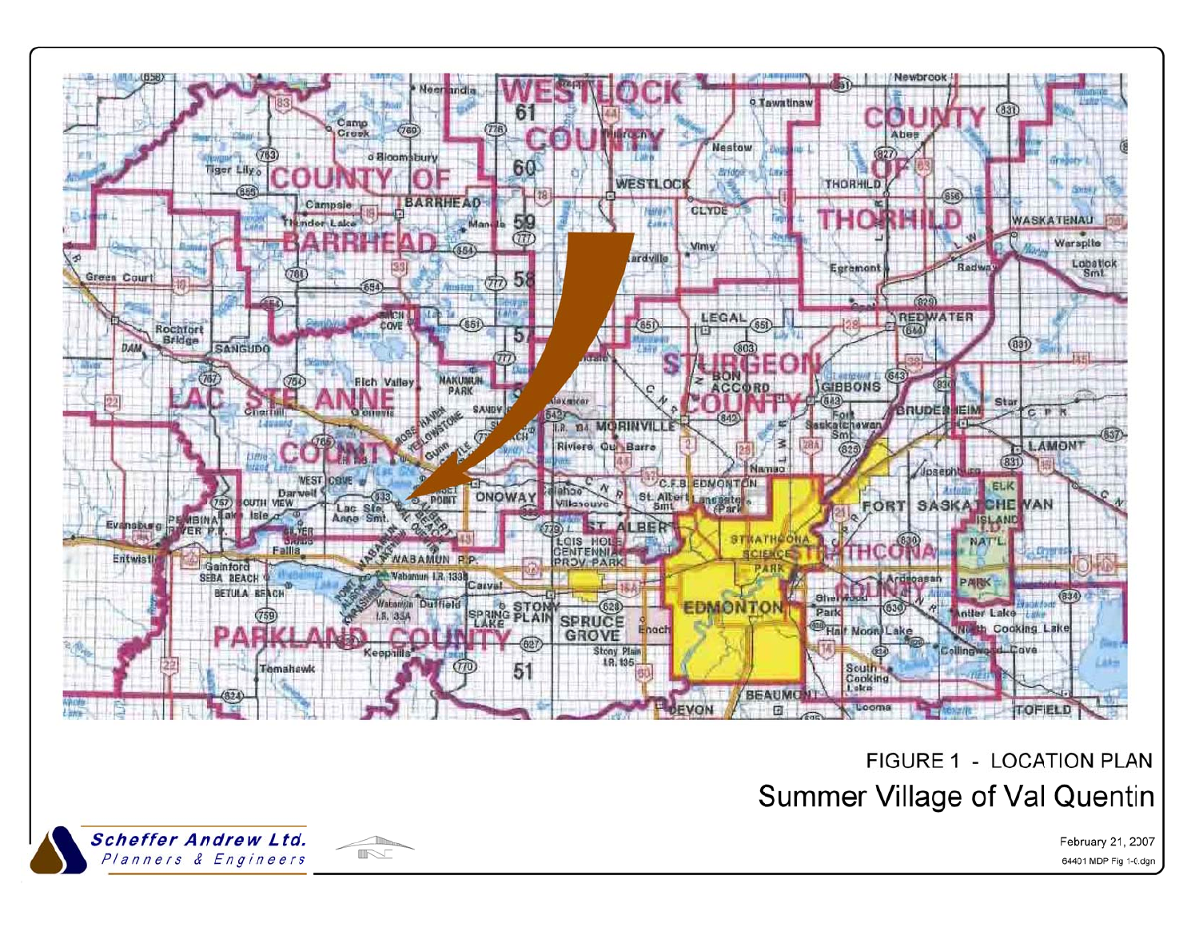FIGURE 1 - LOCATION PLAN

Summer Village of Val Quentin

Scheffer Andrew Ltd.
Planners & Engineers

February 21, 2007

64401 MDP Fig 1-0.dgn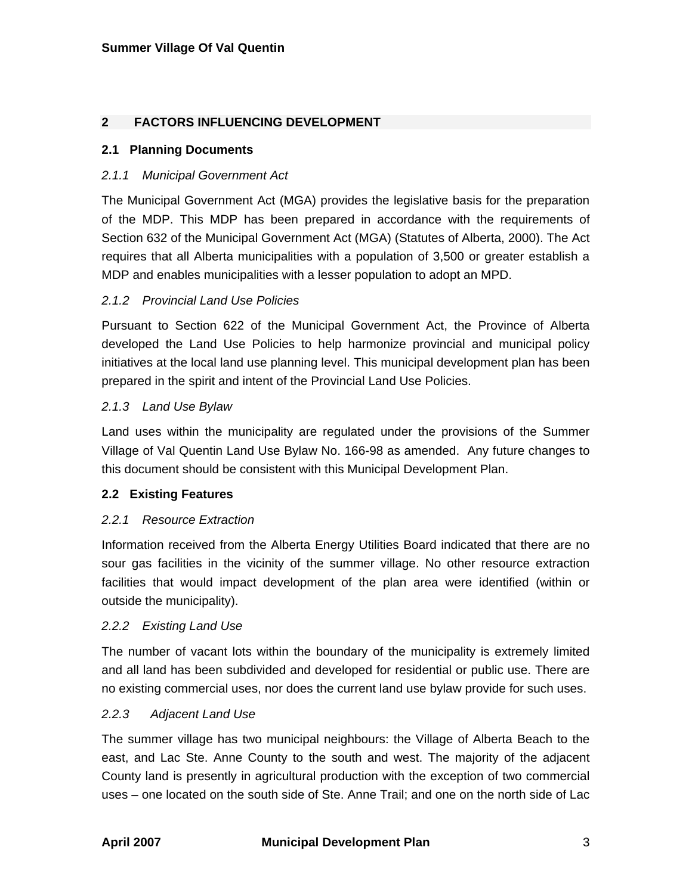## 2 FACTORS INFLUENCING DEVELOPMENT

### 2.1 Planning Documents

*2.1.1 Municipal Government Act*

The Municipal Government Act (MGA) provides the legislative basis for the preparation of the MDP. This MDP has been prepared in accordance with the requirements of Section 632 of the Municipal Government Act (MGA) (Statutes of Alberta, 2000). The Act requires that all Alberta municipalities with a population of 3,500 or greater establish a MDP and enables municipalities with a lesser population to adopt an MPD.

*2.1.2 Provincial Land Use Policies*

Pursuant to Section 622 of the Municipal Government Act, the Province of Alberta developed the Land Use Policies to help harmonize provincial and municipal policy initiatives at the local land use planning level. This municipal development plan has been prepared in the spirit and intent of the Provincial Land Use Policies.

*2.1.3 Land Use Bylaw*

Land uses within the municipality are regulated under the provisions of the Summer Village of Val Quentin Land Use Bylaw No. 166-98 as amended. Any future changes to this document should be consistent with this Municipal Development Plan.

### 2.2 Existing Features

*2.2.1 Resource Extraction*

Information received from the Alberta Energy Utilities Board indicated that there are no sour gas facilities in the vicinity of the summer village. No other resource extraction facilities that would impact development of the plan area were identified (within or outside the municipality).

*2.2.2 Existing Land Use*

The number of vacant lots within the boundary of the municipality is extremely limited and all land has been subdivided and developed for residential or public use. There are no existing commercial uses, nor does the current land use bylaw provide for such uses.

*2.2.3 Adjacent Land Use*

The summer village has two municipal neighbours: the Village of Alberta Beach to the east, and Lac Ste. Anne County to the south and west. The majority of the adjacent County land is presently in agricultural production with the exception of two commercial uses – one located on the south side of Ste. Anne Trail; and one on the north side of Lac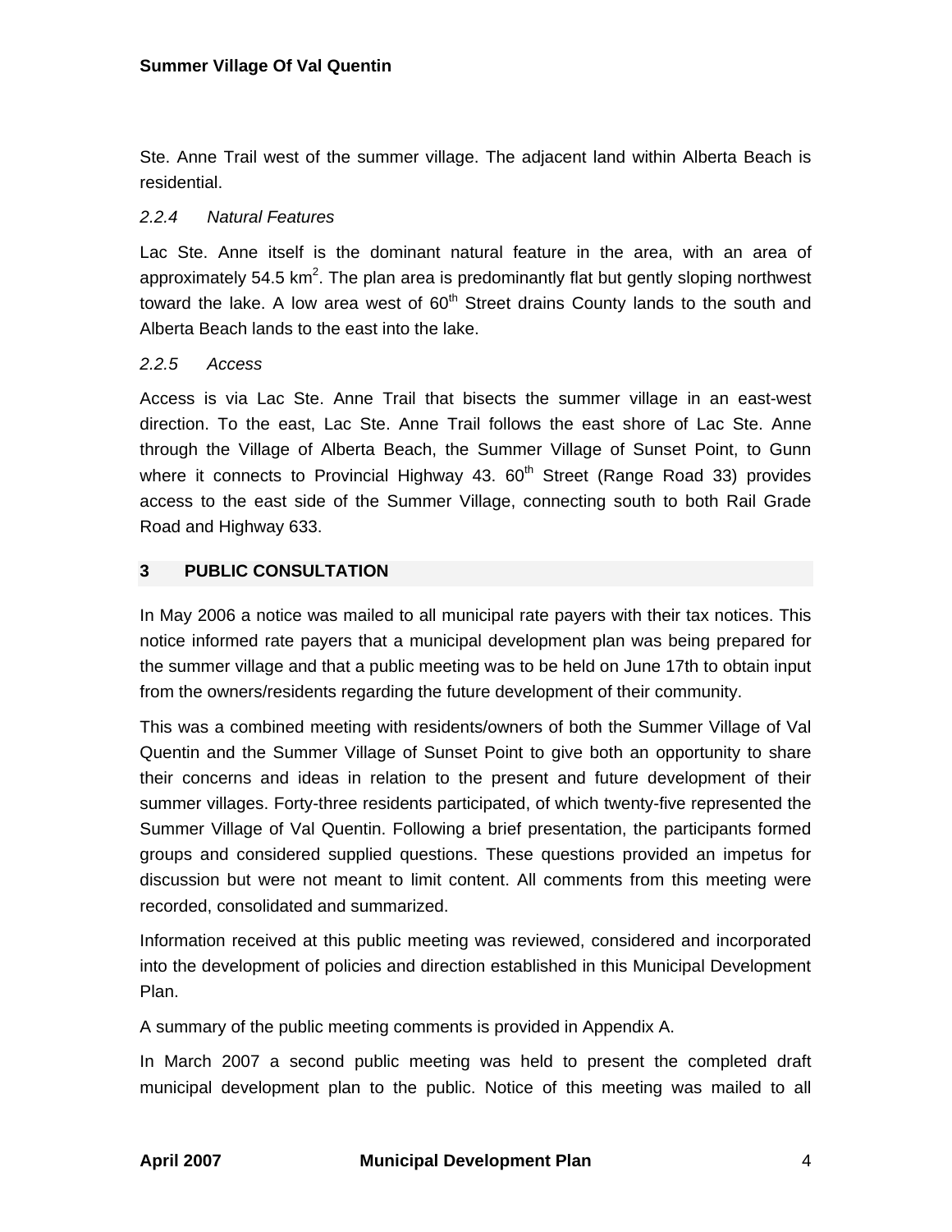Ste. Anne Trail west of the summer village. The adjacent land within Alberta Beach is residential.

### *2.2.4 Natural Features*

Lac Ste. Anne itself is the dominant natural feature in the area, with an area of approximately 54.5 $km^2$. The plan area is predominantly flat but gently sloping northwest toward the lake. A low area west of 60th Street drains County lands to the south and Alberta Beach lands to the east into the lake.

### *2.2.5 Access*

Access is via Lac Ste. Anne Trail that bisects the summer village in an east-west direction. To the east, Lac Ste. Anne Trail follows the east shore of Lac Ste. Anne through the Village of Alberta Beach, the Summer Village of Sunset Point, to Gunn where it connects to Provincial Highway 43. 60th Street (Range Road 33) provides access to the east side of the Summer Village, connecting south to both Rail Grade Road and Highway 633.

## 3 PUBLIC CONSULTATION

In May 2006 a notice was mailed to all municipal rate payers with their tax notices. This notice informed rate payers that a municipal development plan was being prepared for the summer village and that a public meeting was to be held on June 17th to obtain input from the owners/residents regarding the future development of their community.

This was a combined meeting with residents/owners of both the Summer Village of Val Quentin and the Summer Village of Sunset Point to give both an opportunity to share their concerns and ideas in relation to the present and future development of their summer villages. Forty-three residents participated, of which twenty-five represented the Summer Village of Val Quentin. Following a brief presentation, the participants formed groups and considered supplied questions. These questions provided an impetus for discussion but were not meant to limit content. All comments from this meeting were recorded, consolidated and summarized.

Information received at this public meeting was reviewed, considered and incorporated into the development of policies and direction established in this Municipal Development Plan.

A summary of the public meeting comments is provided in Appendix A.

In March 2007 a second public meeting was held to present the completed draft municipal development plan to the public. Notice of this meeting was mailed to all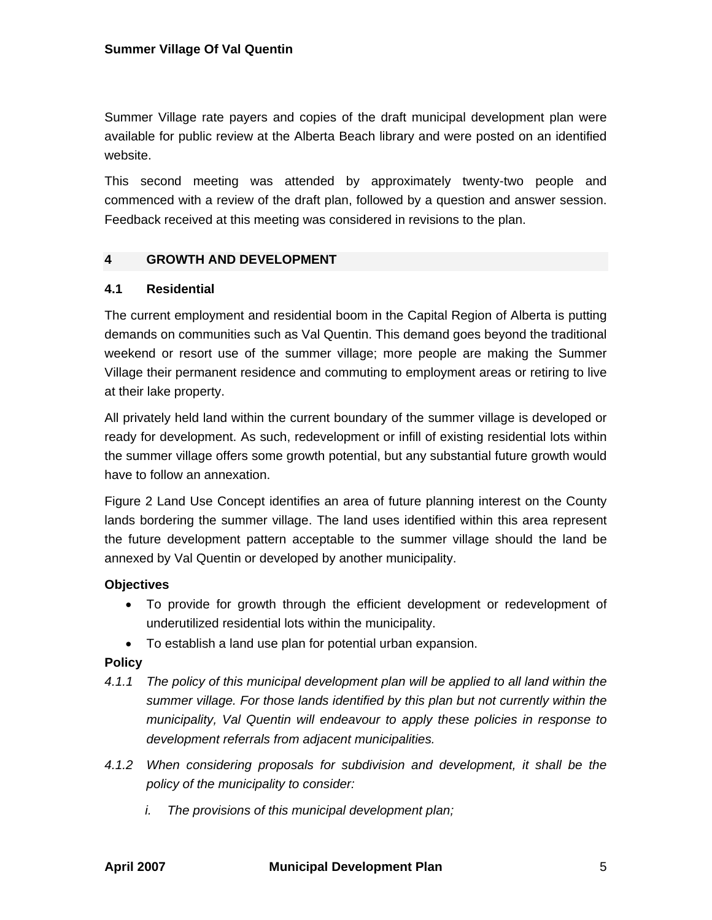Summer Village rate payers and copies of the draft municipal development plan were available for public review at the Alberta Beach library and were posted on an identified website.

This second meeting was attended by approximately twenty-two people and commenced with a review of the draft plan, followed by a question and answer session. Feedback received at this meeting was considered in revisions to the plan.

## 4 GROWTH AND DEVELOPMENT

### 4.1 Residential

The current employment and residential boom in the Capital Region of Alberta is putting demands on communities such as Val Quentin. This demand goes beyond the traditional weekend or resort use of the summer village; more people are making the Summer Village their permanent residence and commuting to employment areas or retiring to live at their lake property.

All privately held land within the current boundary of the summer village is developed or ready for development. As such, redevelopment or infill of existing residential lots within the summer village offers some growth potential, but any substantial future growth would have to follow an annexation.

Figure 2 Land Use Concept identifies an area of future planning interest on the County lands bordering the summer village. The land uses identified within this area represent the future development pattern acceptable to the summer village should the land be annexed by Val Quentin or developed by another municipality.

**Objectives**

- To provide for growth through the efficient development or redevelopment of underutilized residential lots within the municipality.
- To establish a land use plan for potential urban expansion.

**Policy**

*4.1.1 The policy of this municipal development plan will be applied to all land within the summer village. For those lands identified by this plan but not currently within the municipality, Val Quentin will endeavour to apply these policies in response to development referrals from adjacent municipalities.*

*4.1.2 When considering proposals for subdivision and development, it shall be the policy of the municipality to consider:*

*i. The provisions of this municipal development plan;*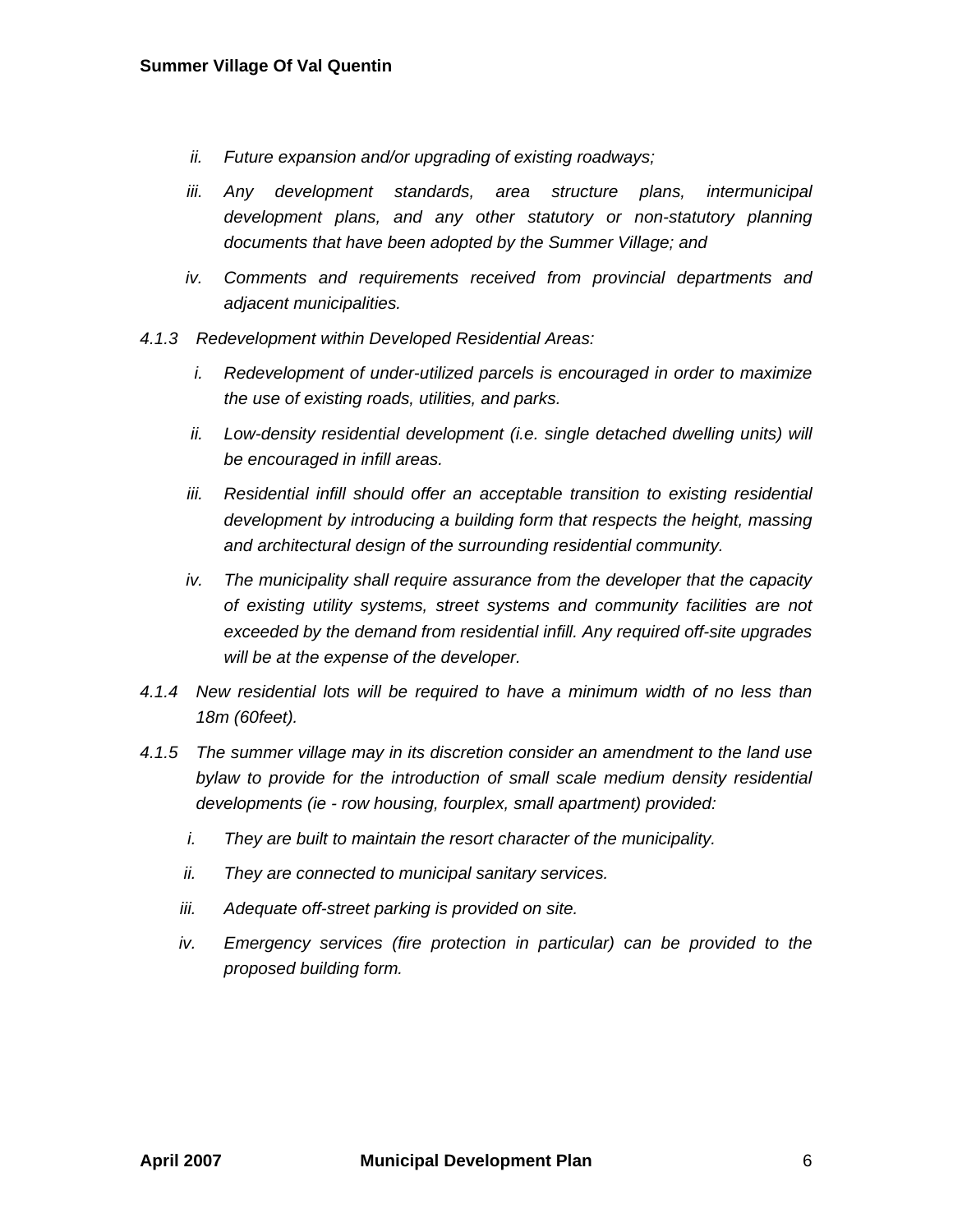*ii. Future expansion and/or upgrading of existing roadways;*

*iii. Any development standards, area structure plans, intermunicipal development plans, and any other statutory or non-statutory planning documents that have been adopted by the Summer Village; and*

*iv. Comments and requirements received from provincial departments and adjacent municipalities.*

*4.1.3 Redevelopment within Developed Residential Areas:*

*i. Redevelopment of under-utilized parcels is encouraged in order to maximize the use of existing roads, utilities, and parks.*

*ii. Low-density residential development (i.e. single detached dwelling units) will be encouraged in infill areas.*

*iii. Residential infill should offer an acceptable transition to existing residential development by introducing a building form that respects the height, massing and architectural design of the surrounding residential community.*

*iv. The municipality shall require assurance from the developer that the capacity of existing utility systems, street systems and community facilities are not exceeded by the demand from residential infill. Any required off-site upgrades will be at the expense of the developer.*

*4.1.4 New residential lots will be required to have a minimum width of no less than 18m (60feet).*

*4.1.5 The summer village may in its discretion consider an amendment to the land use bylaw to provide for the introduction of small scale medium density residential developments (ie - row housing, fourplex, small apartment) provided:*

*i. They are built to maintain the resort character of the municipality.*

*ii. They are connected to municipal sanitary services.*

*iii. Adequate off-street parking is provided on site.*

*iv. Emergency services (fire protection in particular) can be provided to the proposed building form.*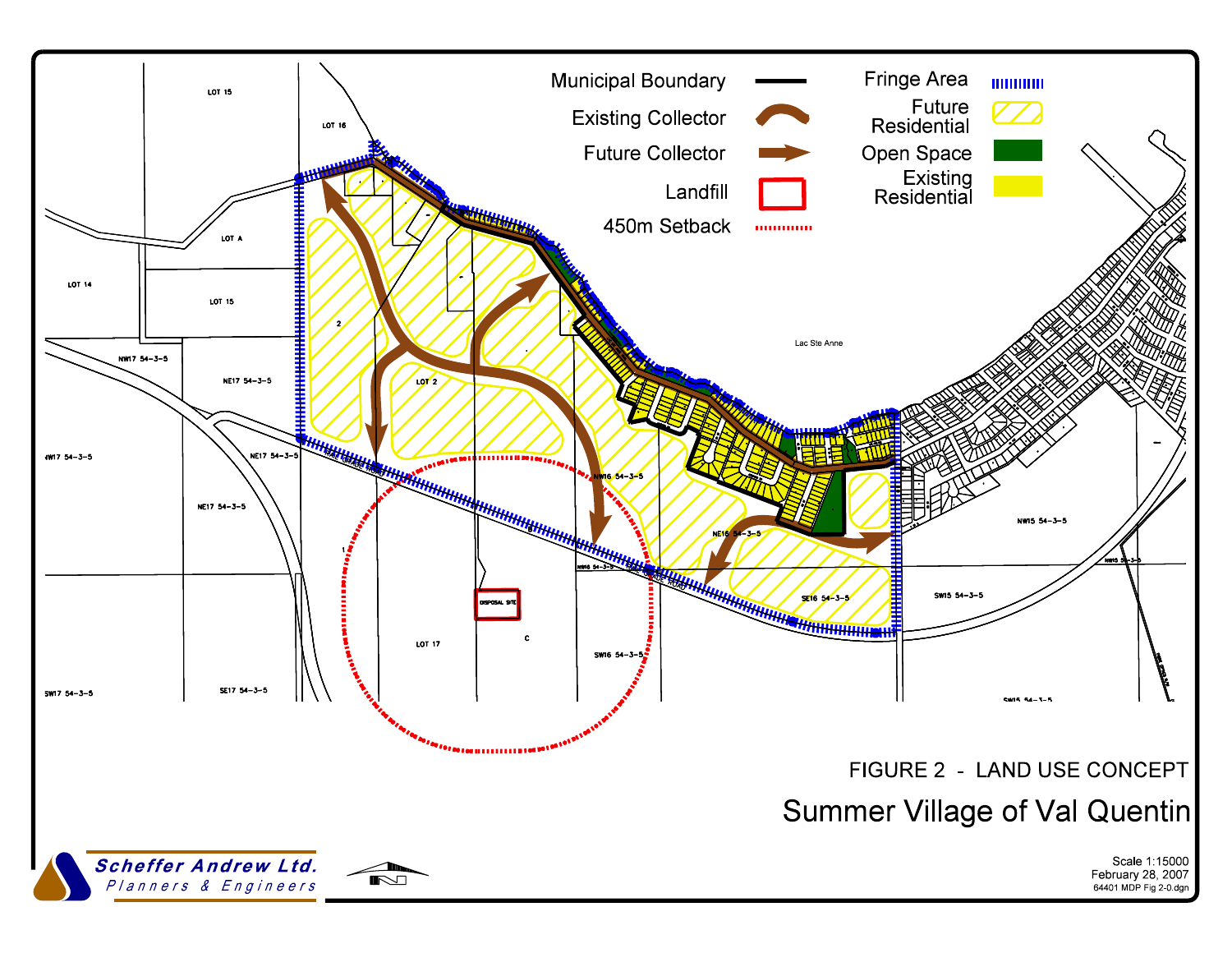Municipal Boundary

Existing Collector

Future Collector

Landfill

450m Setback

Fringe Area

Future Residential

Open Space

Existing Residential

LOT 15

LOT 16

LOT A

LOT 14

LOT 15

NW17 54-3-5

NE17 54-3-5

NE17 54-3-5

NE17 54-3-5

NW17 54-3-5

LOT 2

NW16 54-3-5

NE16 54-3-5

SE16 54-3-5

NW16 54-3-5

DISPOSAL SITE

LOT 17

SW16 54-3-5

SW17 54-3-5

SE17 54-3-5

Lac Ste Anne

NW15 54-3-5

SW15 54-3-5

SW15 54-3-5

# FIGURE 2 - LAND USE CONCEPT

## Summer Village of Val Quentin

Scheffer Andrew Ltd.
Planners & Engineers

Scale 1:15000
February 28, 2007
64401 MDP Fig 2-0.dgn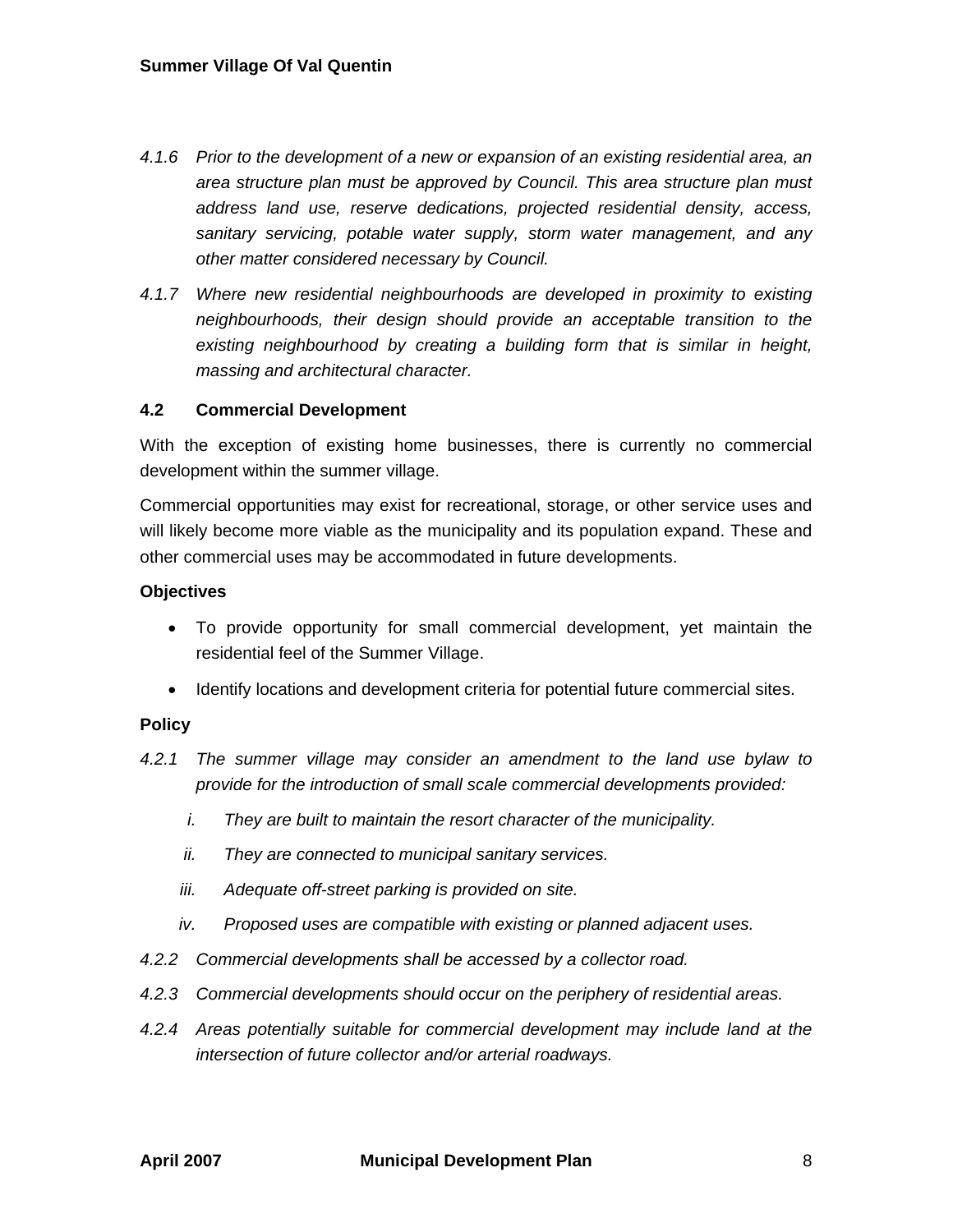*4.1.6 Prior to the development of a new or expansion of an existing residential area, an area structure plan must be approved by Council. This area structure plan must address land use, reserve dedications, projected residential density, access, sanitary servicing, potable water supply, storm water management, and any other matter considered necessary by Council.*

*4.1.7 Where new residential neighbourhoods are developed in proximity to existing neighbourhoods, their design should provide an acceptable transition to the existing neighbourhood by creating a building form that is similar in height, massing and architectural character.*

## 4.2 Commercial Development

With the exception of existing home businesses, there is currently no commercial development within the summer village.

Commercial opportunities may exist for recreational, storage, or other service uses and will likely become more viable as the municipality and its population expand. These and other commercial uses may be accommodated in future developments.

**Objectives**

- To provide opportunity for small commercial development, yet maintain the residential feel of the Summer Village.
- Identify locations and development criteria for potential future commercial sites.

**Policy**

*4.2.1 The summer village may consider an amendment to the land use bylaw to provide for the introduction of small scale commercial developments provided:*

*i. They are built to maintain the resort character of the municipality.*

*ii. They are connected to municipal sanitary services.*

*iii. Adequate off-street parking is provided on site.*

*iv. Proposed uses are compatible with existing or planned adjacent uses.*

*4.2.2 Commercial developments shall be accessed by a collector road.*

*4.2.3 Commercial developments should occur on the periphery of residential areas.*

*4.2.4 Areas potentially suitable for commercial development may include land at the intersection of future collector and/or arterial roadways.*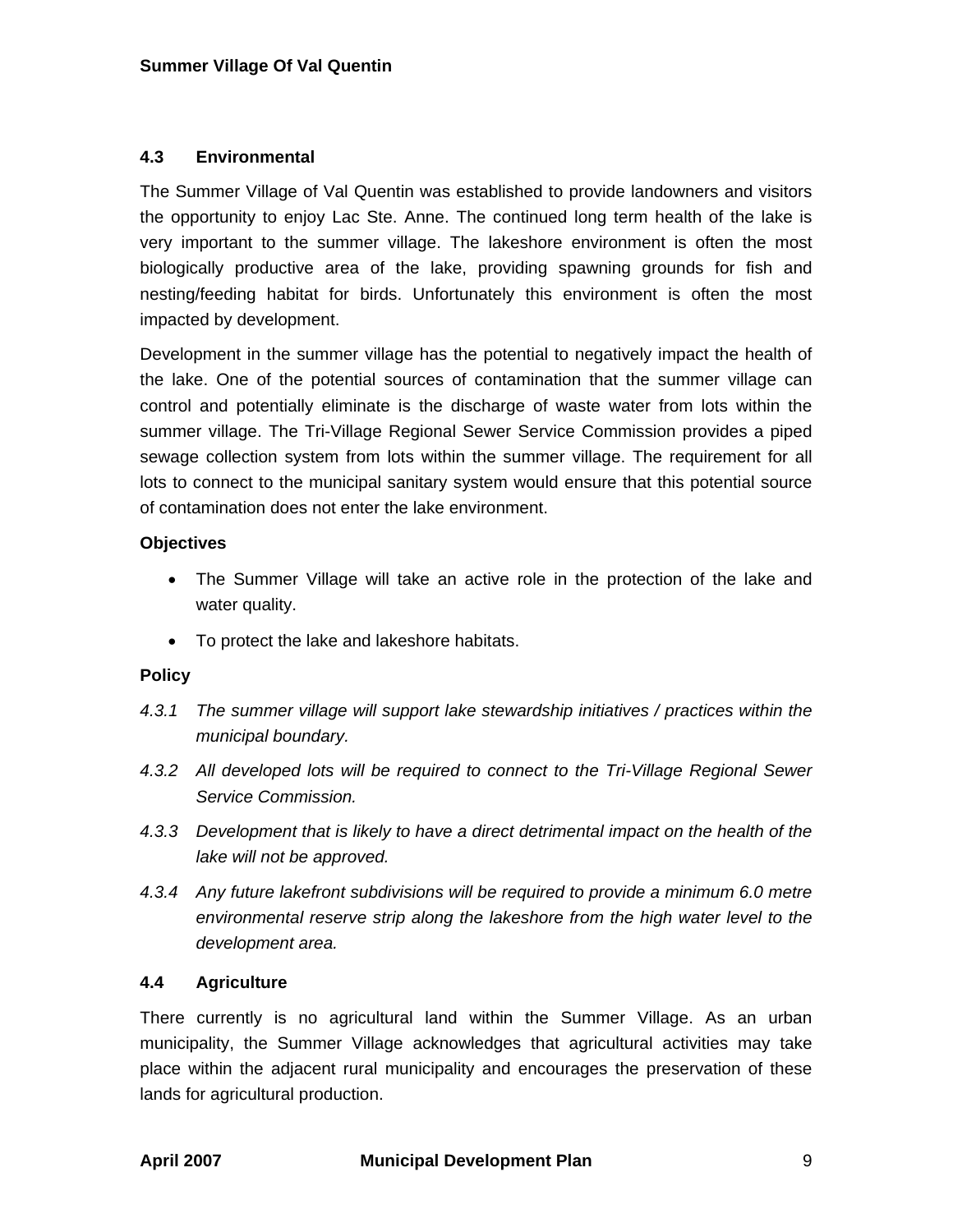### 4.3 Environmental

The Summer Village of Val Quentin was established to provide landowners and visitors the opportunity to enjoy Lac Ste. Anne. The continued long term health of the lake is very important to the summer village. The lakeshore environment is often the most biologically productive area of the lake, providing spawning grounds for fish and nesting/feeding habitat for birds. Unfortunately this environment is often the most impacted by development.

Development in the summer village has the potential to negatively impact the health of the lake. One of the potential sources of contamination that the summer village can control and potentially eliminate is the discharge of waste water from lots within the summer village. The Tri-Village Regional Sewer Service Commission provides a piped sewage collection system from lots within the summer village. The requirement for all lots to connect to the municipal sanitary system would ensure that this potential source of contamination does not enter the lake environment.

**Objectives**

- The Summer Village will take an active role in the protection of the lake and water quality.
- To protect the lake and lakeshore habitats.

**Policy**

*4.3.1 The summer village will support lake stewardship initiatives / practices within the municipal boundary.*

*4.3.2 All developed lots will be required to connect to the Tri-Village Regional Sewer Service Commission.*

*4.3.3 Development that is likely to have a direct detrimental impact on the health of the lake will not be approved.*

*4.3.4 Any future lakefront subdivisions will be required to provide a minimum 6.0 metre environmental reserve strip along the lakeshore from the high water level to the development area.*

### 4.4 Agriculture

There currently is no agricultural land within the Summer Village. As an urban municipality, the Summer Village acknowledges that agricultural activities may take place within the adjacent rural municipality and encourages the preservation of these lands for agricultural production.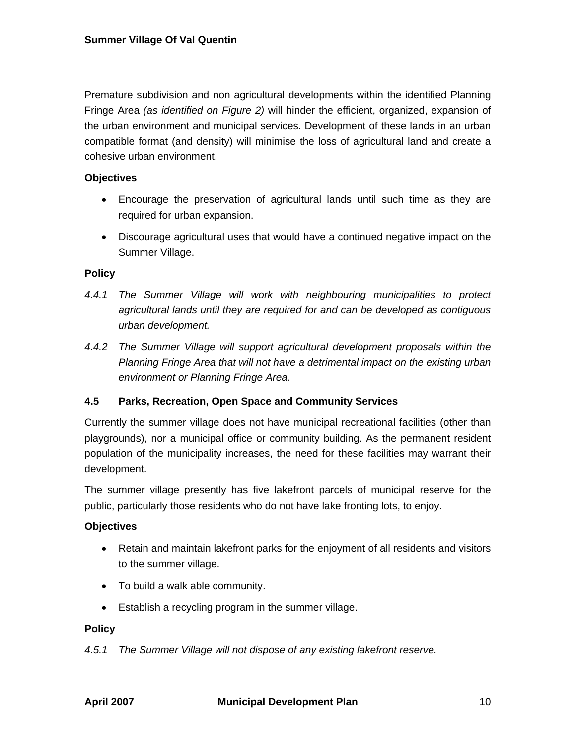Premature subdivision and non agricultural developments within the identified Planning Fringe Area *(as identified on Figure 2)* will hinder the efficient, organized, expansion of the urban environment and municipal services. Development of these lands in an urban compatible format (and density) will minimise the loss of agricultural land and create a cohesive urban environment.

**Objectives**

- Encourage the preservation of agricultural lands until such time as they are required for urban expansion.
- Discourage agricultural uses that would have a continued negative impact on the Summer Village.

**Policy**

*4.4.1 The Summer Village will work with neighbouring municipalities to protect agricultural lands until they are required for and can be developed as contiguous urban development.*

*4.4.2 The Summer Village will support agricultural development proposals within the Planning Fringe Area that will not have a detrimental impact on the existing urban environment or Planning Fringe Area.*

### 4.5 Parks, Recreation, Open Space and Community Services

Currently the summer village does not have municipal recreational facilities (other than playgrounds), nor a municipal office or community building. As the permanent resident population of the municipality increases, the need for these facilities may warrant their development.

The summer village presently has five lakefront parcels of municipal reserve for the public, particularly those residents who do not have lake fronting lots, to enjoy.

**Objectives**

- Retain and maintain lakefront parks for the enjoyment of all residents and visitors to the summer village.
- To build a walk able community.
- Establish a recycling program in the summer village.

**Policy**

*4.5.1 The Summer Village will not dispose of any existing lakefront reserve.*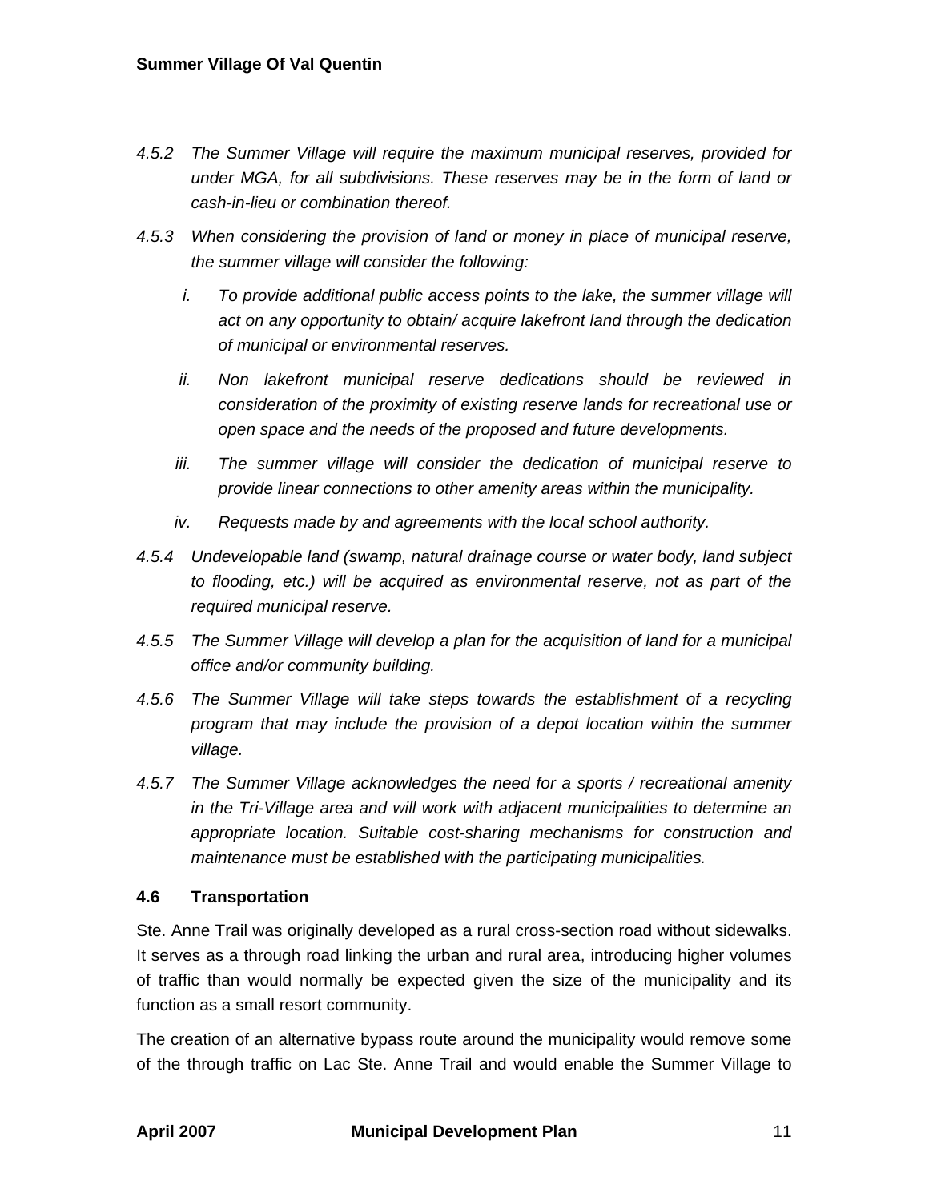*4.5.2 The Summer Village will require the maximum municipal reserves, provided for under MGA, for all subdivisions. These reserves may be in the form of land or cash-in-lieu or combination thereof.*

*4.5.3 When considering the provision of land or money in place of municipal reserve, the summer village will consider the following:*

- *i. To provide additional public access points to the lake, the summer village will act on any opportunity to obtain/ acquire lakefront land through the dedication of municipal or environmental reserves.*
- *ii. Non lakefront municipal reserve dedications should be reviewed in consideration of the proximity of existing reserve lands for recreational use or open space and the needs of the proposed and future developments.*
- *iii. The summer village will consider the dedication of municipal reserve to provide linear connections to other amenity areas within the municipality.*
- *iv. Requests made by and agreements with the local school authority.*

*4.5.4 Undevelopable land (swamp, natural drainage course or water body, land subject to flooding, etc.) will be acquired as environmental reserve, not as part of the required municipal reserve.*

*4.5.5 The Summer Village will develop a plan for the acquisition of land for a municipal office and/or community building.*

*4.5.6 The Summer Village will take steps towards the establishment of a recycling program that may include the provision of a depot location within the summer village.*

*4.5.7 The Summer Village acknowledges the need for a sports / recreational amenity in the Tri-Village area and will work with adjacent municipalities to determine an appropriate location. Suitable cost-sharing mechanisms for construction and maintenance must be established with the participating municipalities.*

## 4.6 Transportation

Ste. Anne Trail was originally developed as a rural cross-section road without sidewalks. It serves as a through road linking the urban and rural area, introducing higher volumes of traffic than would normally be expected given the size of the municipality and its function as a small resort community.

The creation of an alternative bypass route around the municipality would remove some of the through traffic on Lac Ste. Anne Trail and would enable the Summer Village to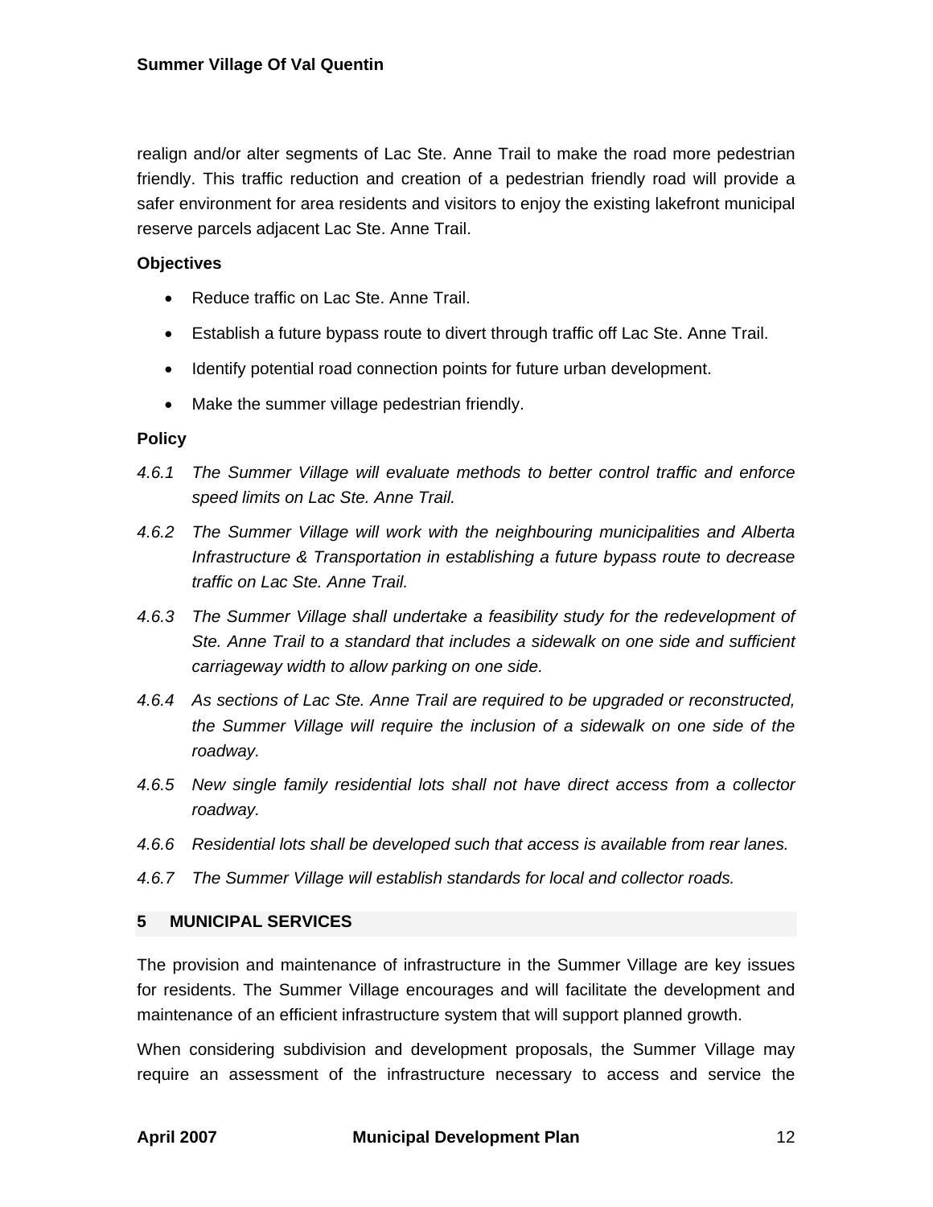realign and/or alter segments of Lac Ste. Anne Trail to make the road more pedestrian friendly. This traffic reduction and creation of a pedestrian friendly road will provide a safer environment for area residents and visitors to enjoy the existing lakefront municipal reserve parcels adjacent Lac Ste. Anne Trail.

**Objectives**

- Reduce traffic on Lac Ste. Anne Trail.
- Establish a future bypass route to divert through traffic off Lac Ste. Anne Trail.
- Identify potential road connection points for future urban development.
- Make the summer village pedestrian friendly.

**Policy**

*4.6.1 The Summer Village will evaluate methods to better control traffic and enforce speed limits on Lac Ste. Anne Trail.*

*4.6.2 The Summer Village will work with the neighbouring municipalities and Alberta Infrastructure & Transportation in establishing a future bypass route to decrease traffic on Lac Ste. Anne Trail.*

*4.6.3 The Summer Village shall undertake a feasibility study for the redevelopment of Ste. Anne Trail to a standard that includes a sidewalk on one side and sufficient carriageway width to allow parking on one side.*

*4.6.4 As sections of Lac Ste. Anne Trail are required to be upgraded or reconstructed, the Summer Village will require the inclusion of a sidewalk on one side of the roadway.*

*4.6.5 New single family residential lots shall not have direct access from a collector roadway.*

*4.6.6 Residential lots shall be developed such that access is available from rear lanes.*

*4.6.7 The Summer Village will establish standards for local and collector roads.*

## 5 MUNICIPAL SERVICES

The provision and maintenance of infrastructure in the Summer Village are key issues for residents. The Summer Village encourages and will facilitate the development and maintenance of an efficient infrastructure system that will support planned growth.

When considering subdivision and development proposals, the Summer Village may require an assessment of the infrastructure necessary to access and service the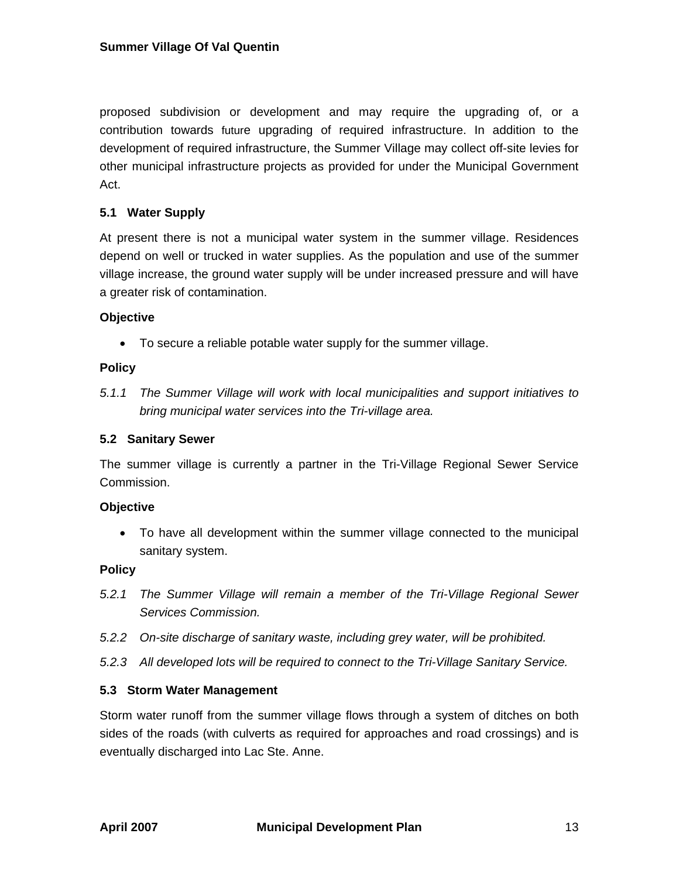proposed subdivision or development and may require the upgrading of, or a contribution towards future upgrading of required infrastructure. In addition to the development of required infrastructure, the Summer Village may collect off-site levies for other municipal infrastructure projects as provided for under the Municipal Government Act.

### 5.1 Water Supply

At present there is not a municipal water system in the summer village. Residences depend on well or trucked in water supplies. As the population and use of the summer village increase, the ground water supply will be under increased pressure and will have a greater risk of contamination.

**Objective**

- To secure a reliable potable water supply for the summer village.

**Policy**

*5.1.1 The Summer Village will work with local municipalities and support initiatives to bring municipal water services into the Tri-village area.*

### 5.2 Sanitary Sewer

The summer village is currently a partner in the Tri-Village Regional Sewer Service Commission.

**Objective**

- To have all development within the summer village connected to the municipal sanitary system.

**Policy**

*5.2.1 The Summer Village will remain a member of the Tri-Village Regional Sewer Services Commission.*

*5.2.2 On-site discharge of sanitary waste, including grey water, will be prohibited.*

*5.2.3 All developed lots will be required to connect to the Tri-Village Sanitary Service.*

### 5.3 Storm Water Management

Storm water runoff from the summer village flows through a system of ditches on both sides of the roads (with culverts as required for approaches and road crossings) and is eventually discharged into Lac Ste. Anne.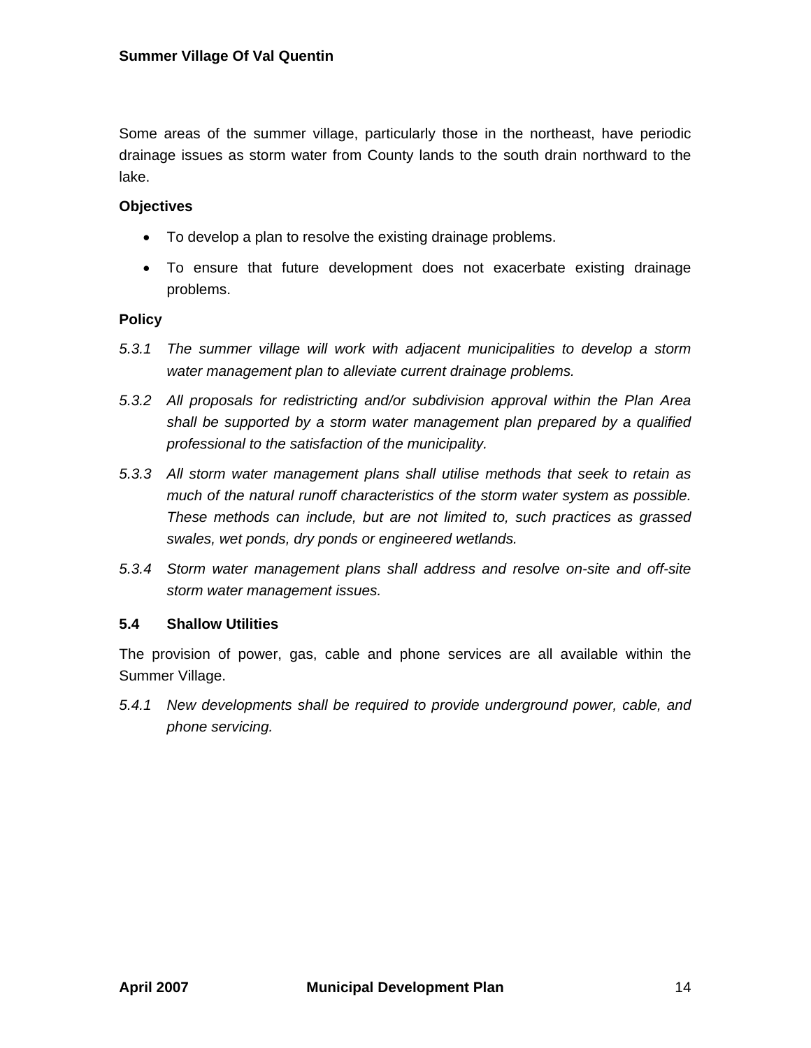Some areas of the summer village, particularly those in the northeast, have periodic drainage issues as storm water from County lands to the south drain northward to the lake.

**Objectives**

- To develop a plan to resolve the existing drainage problems.
- To ensure that future development does not exacerbate existing drainage problems.

**Policy**

*5.3.1 The summer village will work with adjacent municipalities to develop a storm water management plan to alleviate current drainage problems.*

*5.3.2 All proposals for redistricting and/or subdivision approval within the Plan Area shall be supported by a storm water management plan prepared by a qualified professional to the satisfaction of the municipality.*

*5.3.3 All storm water management plans shall utilise methods that seek to retain as much of the natural runoff characteristics of the storm water system as possible. These methods can include, but are not limited to, such practices as grassed swales, wet ponds, dry ponds or engineered wetlands.*

*5.3.4 Storm water management plans shall address and resolve on-site and off-site storm water management issues.*

### 5.4 Shallow Utilities

The provision of power, gas, cable and phone services are all available within the Summer Village.

*5.4.1 New developments shall be required to provide underground power, cable, and phone servicing.*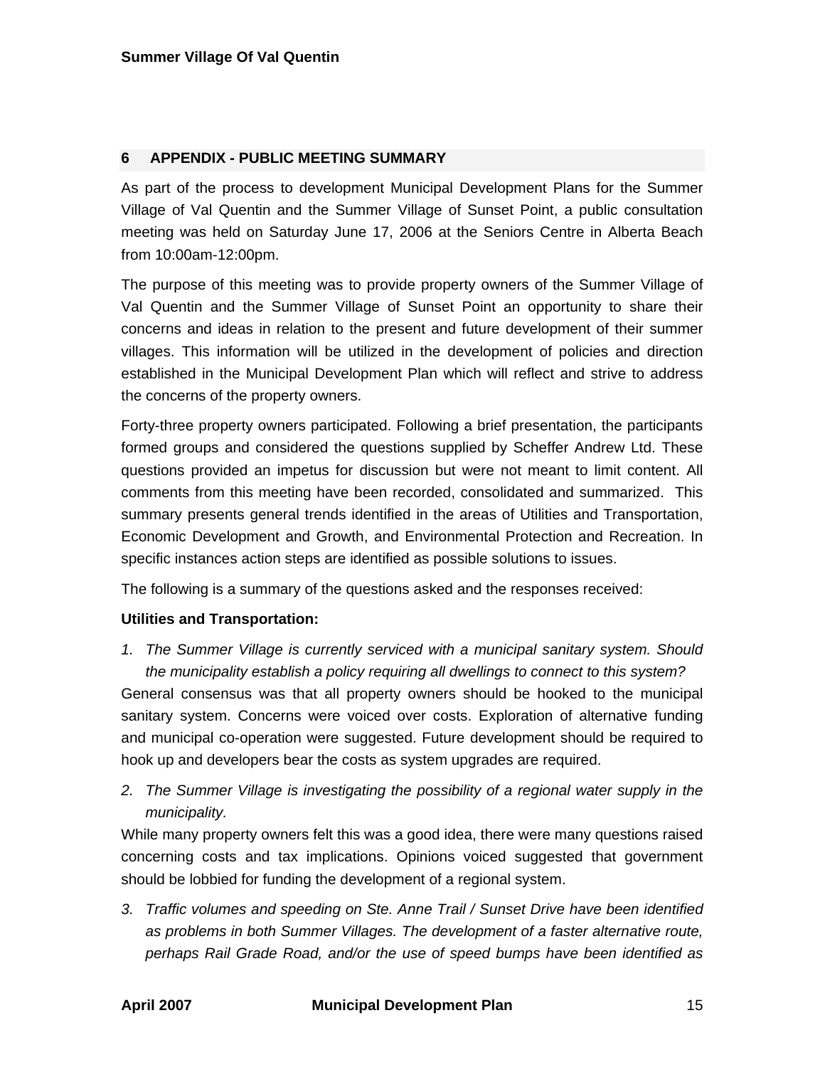## 6 APPENDIX - PUBLIC MEETING SUMMARY

As part of the process to development Municipal Development Plans for the Summer Village of Val Quentin and the Summer Village of Sunset Point, a public consultation meeting was held on Saturday June 17, 2006 at the Seniors Centre in Alberta Beach from 10:00am-12:00pm.

The purpose of this meeting was to provide property owners of the Summer Village of Val Quentin and the Summer Village of Sunset Point an opportunity to share their concerns and ideas in relation to the present and future development of their summer villages. This information will be utilized in the development of policies and direction established in the Municipal Development Plan which will reflect and strive to address the concerns of the property owners.

Forty-three property owners participated. Following a brief presentation, the participants formed groups and considered the questions supplied by Scheffer Andrew Ltd. These questions provided an impetus for discussion but were not meant to limit content. All comments from this meeting have been recorded, consolidated and summarized. This summary presents general trends identified in the areas of Utilities and Transportation, Economic Development and Growth, and Environmental Protection and Recreation. In specific instances action steps are identified as possible solutions to issues.

The following is a summary of the questions asked and the responses received:

**Utilities and Transportation:**

1. *The Summer Village is currently serviced with a municipal sanitary system. Should the municipality establish a policy requiring all dwellings to connect to this system?*

General consensus was that all property owners should be hooked to the municipal sanitary system. Concerns were voiced over costs. Exploration of alternative funding and municipal co-operation were suggested. Future development should be required to hook up and developers bear the costs as system upgrades are required.

2. *The Summer Village is investigating the possibility of a regional water supply in the municipality.*

While many property owners felt this was a good idea, there were many questions raised concerning costs and tax implications. Opinions voiced suggested that government should be lobbied for funding the development of a regional system.

3. *Traffic volumes and speeding on Ste. Anne Trail / Sunset Drive have been identified as problems in both Summer Villages. The development of a faster alternative route, perhaps Rail Grade Road, and/or the use of speed bumps have been identified as*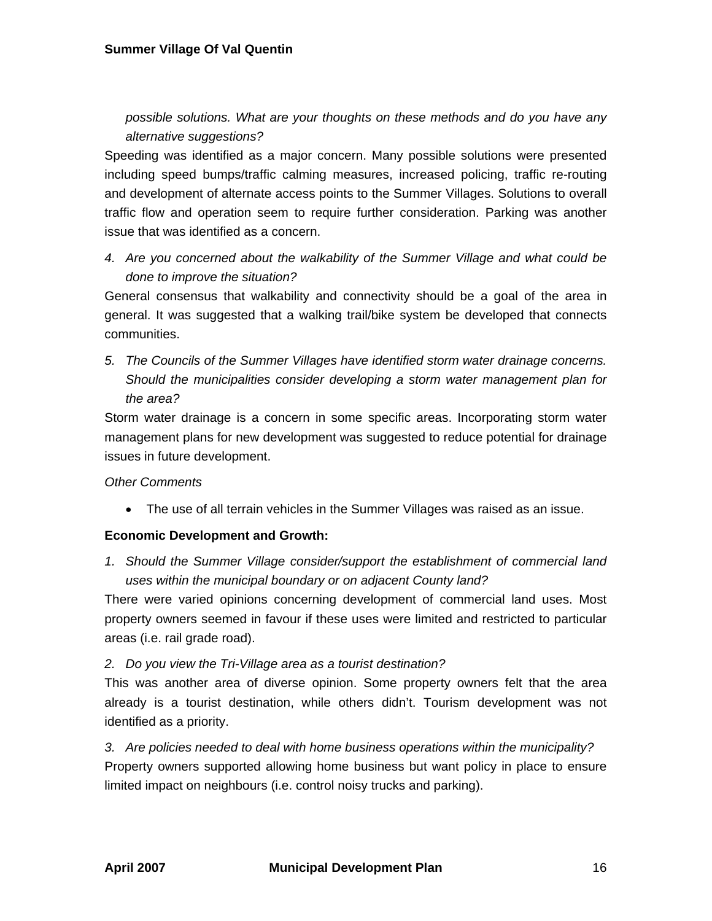*possible solutions. What are your thoughts on these methods and do you have any alternative suggestions?*

Speeding was identified as a major concern. Many possible solutions were presented including speed bumps/traffic calming measures, increased policing, traffic re-routing and development of alternate access points to the Summer Villages. Solutions to overall traffic flow and operation seem to require further consideration. Parking was another issue that was identified as a concern.

4. *Are you concerned about the walkability of the Summer Village and what could be done to improve the situation?*

General consensus that walkability and connectivity should be a goal of the area in general. It was suggested that a walking trail/bike system be developed that connects communities.

5. *The Councils of the Summer Villages have identified storm water drainage concerns. Should the municipalities consider developing a storm water management plan for the area?*

Storm water drainage is a concern in some specific areas. Incorporating storm water management plans for new development was suggested to reduce potential for drainage issues in future development.

*Other Comments*

- The use of all terrain vehicles in the Summer Villages was raised as an issue.

**Economic Development and Growth:**

1. *Should the Summer Village consider/support the establishment of commercial land uses within the municipal boundary or on adjacent County land?*

There were varied opinions concerning development of commercial land uses. Most property owners seemed in favour if these uses were limited and restricted to particular areas (i.e. rail grade road).

2. *Do you view the Tri-Village area as a tourist destination?*

This was another area of diverse opinion. Some property owners felt that the area already is a tourist destination, while others didn't. Tourism development was not identified as a priority.

3. *Are policies needed to deal with home business operations within the municipality?*

Property owners supported allowing home business but want policy in place to ensure limited impact on neighbours (i.e. control noisy trucks and parking).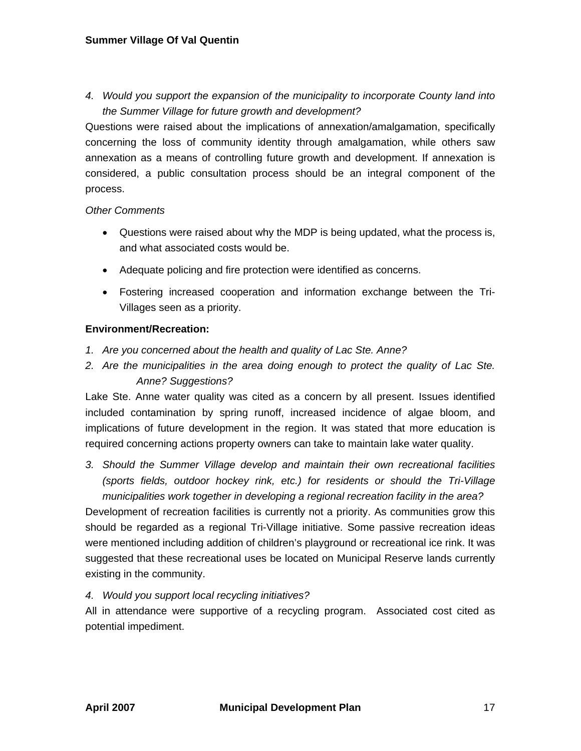4. *Would you support the expansion of the municipality to incorporate County land into the Summer Village for future growth and development?*

Questions were raised about the implications of annexation/amalgamation, specifically concerning the loss of community identity through amalgamation, while others saw annexation as a means of controlling future growth and development. If annexation is considered, a public consultation process should be an integral component of the process.

*Other Comments*

- Questions were raised about why the MDP is being updated, what the process is, and what associated costs would be.
- Adequate policing and fire protection were identified as concerns.
- Fostering increased cooperation and information exchange between the Tri-Villages seen as a priority.

**Environment/Recreation:**

1. *Are you concerned about the health and quality of Lac Ste. Anne?*
2. *Are the municipalities in the area doing enough to protect the quality of Lac Ste. Anne? Suggestions?*

Lake Ste. Anne water quality was cited as a concern by all present. Issues identified included contamination by spring runoff, increased incidence of algae bloom, and implications of future development in the region. It was stated that more education is required concerning actions property owners can take to maintain lake water quality.

3. *Should the Summer Village develop and maintain their own recreational facilities (sports fields, outdoor hockey rink, etc.) for residents or should the Tri-Village municipalities work together in developing a regional recreation facility in the area?*

Development of recreation facilities is currently not a priority. As communities grow this should be regarded as a regional Tri-Village initiative. Some passive recreation ideas were mentioned including addition of children's playground or recreational ice rink. It was suggested that these recreational uses be located on Municipal Reserve lands currently existing in the community.

4. *Would you support local recycling initiatives?*

All in attendance were supportive of a recycling program. Associated cost cited as potential impediment.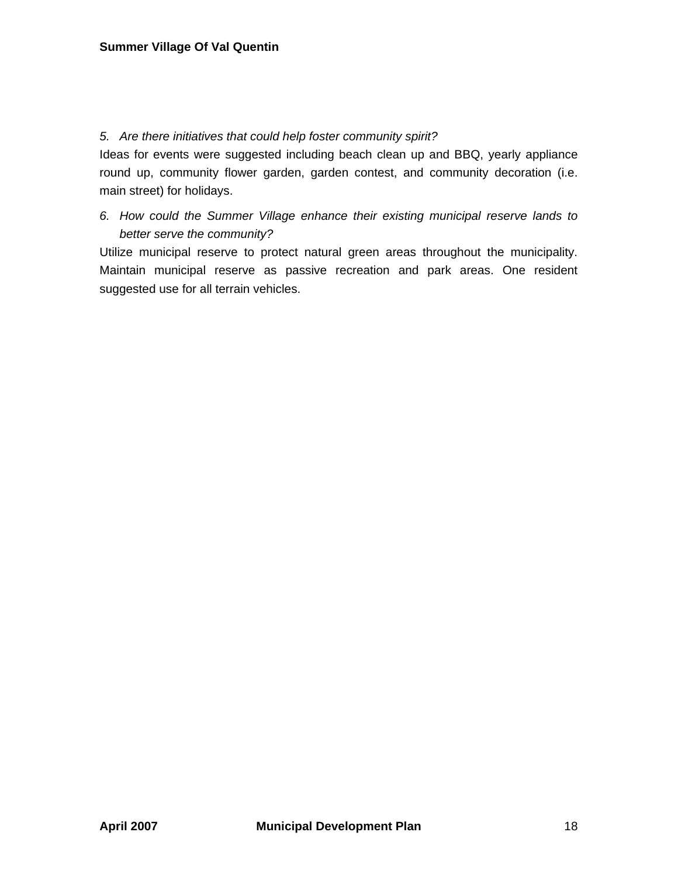*5. Are there initiatives that could help foster community spirit?*

Ideas for events were suggested including beach clean up and BBQ, yearly appliance round up, community flower garden, garden contest, and community decoration (i.e. main street) for holidays.

*6. How could the Summer Village enhance their existing municipal reserve lands to better serve the community?*

Utilize municipal reserve to protect natural green areas throughout the municipality. Maintain municipal reserve as passive recreation and park areas. One resident suggested use for all terrain vehicles.